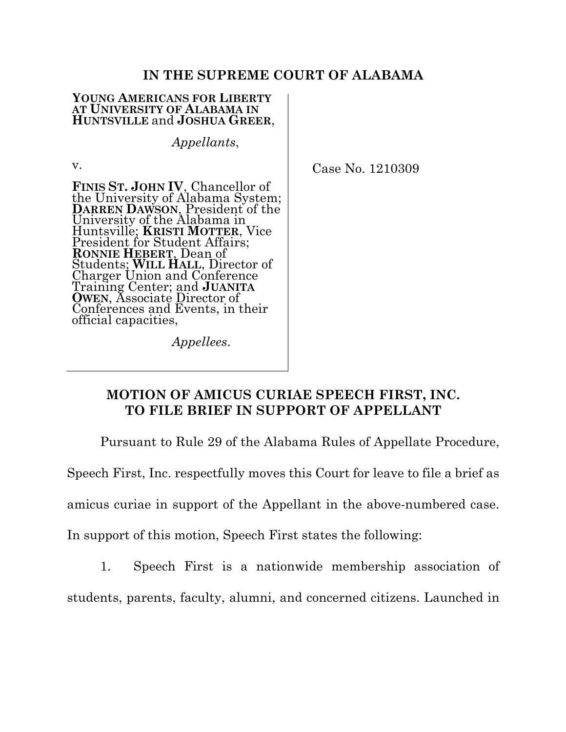# IN THE SUPREME COURT OF ALABAMA

| | |
|---|---|
| **YOUNG AMERICANS FOR LIBERTY AT UNIVERSITY OF ALABAMA IN HUNTSVILLE** and **JOSHUA GREER**,<br><br>*Appellants*,<br><br>v.<br><br>**FINIS ST. JOHN IV**, Chancellor of the University of Alabama System; **DARREN DAWSON**, President of the University of the Alabama in Huntsville; **KRISTI MOTTER**, Vice President for Student Affairs; **RONNIE HEBERT**, Dean of Students; **WILL HALL**, Director of Charger Union and Conference Training Center; and **JUANITA OWEN**, Associate Director of Conferences and Events, in their official capacities,<br><br>*Appellees*. | Case No. 1210309 |

## MOTION OF AMICUS CURIAE SPEECH FIRST, INC. TO FILE BRIEF IN SUPPORT OF APPELLANT

Pursuant to Rule 29 of the Alabama Rules of Appellate Procedure, Speech First, Inc. respectfully moves this Court for leave to file a brief as amicus curiae in support of the Appellant in the above-numbered case. In support of this motion, Speech First states the following:

1. Speech First is a nationwide membership association of students, parents, faculty, alumni, and concerned citizens. Launched in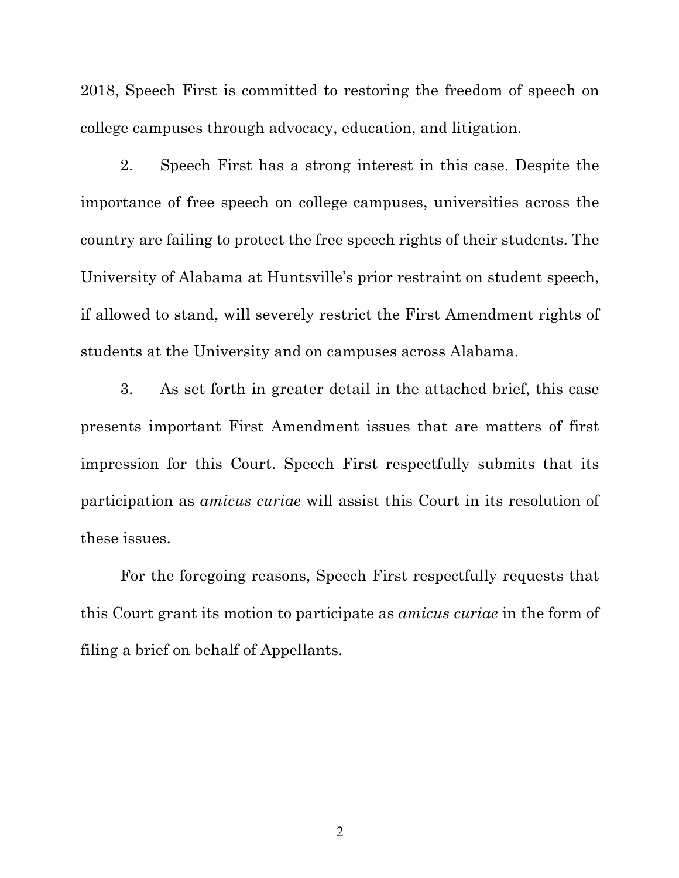2018, Speech First is committed to restoring the freedom of speech on college campuses through advocacy, education, and litigation.

2. Speech First has a strong interest in this case. Despite the importance of free speech on college campuses, universities across the country are failing to protect the free speech rights of their students. The University of Alabama at Huntsville's prior restraint on student speech, if allowed to stand, will severely restrict the First Amendment rights of students at the University and on campuses across Alabama.

3. As set forth in greater detail in the attached brief, this case presents important First Amendment issues that are matters of first impression for this Court. Speech First respectfully submits that its participation as *amicus curiae* will assist this Court in its resolution of these issues.

For the foregoing reasons, Speech First respectfully requests that this Court grant its motion to participate as *amicus curiae* in the form of filing a brief on behalf of Appellants.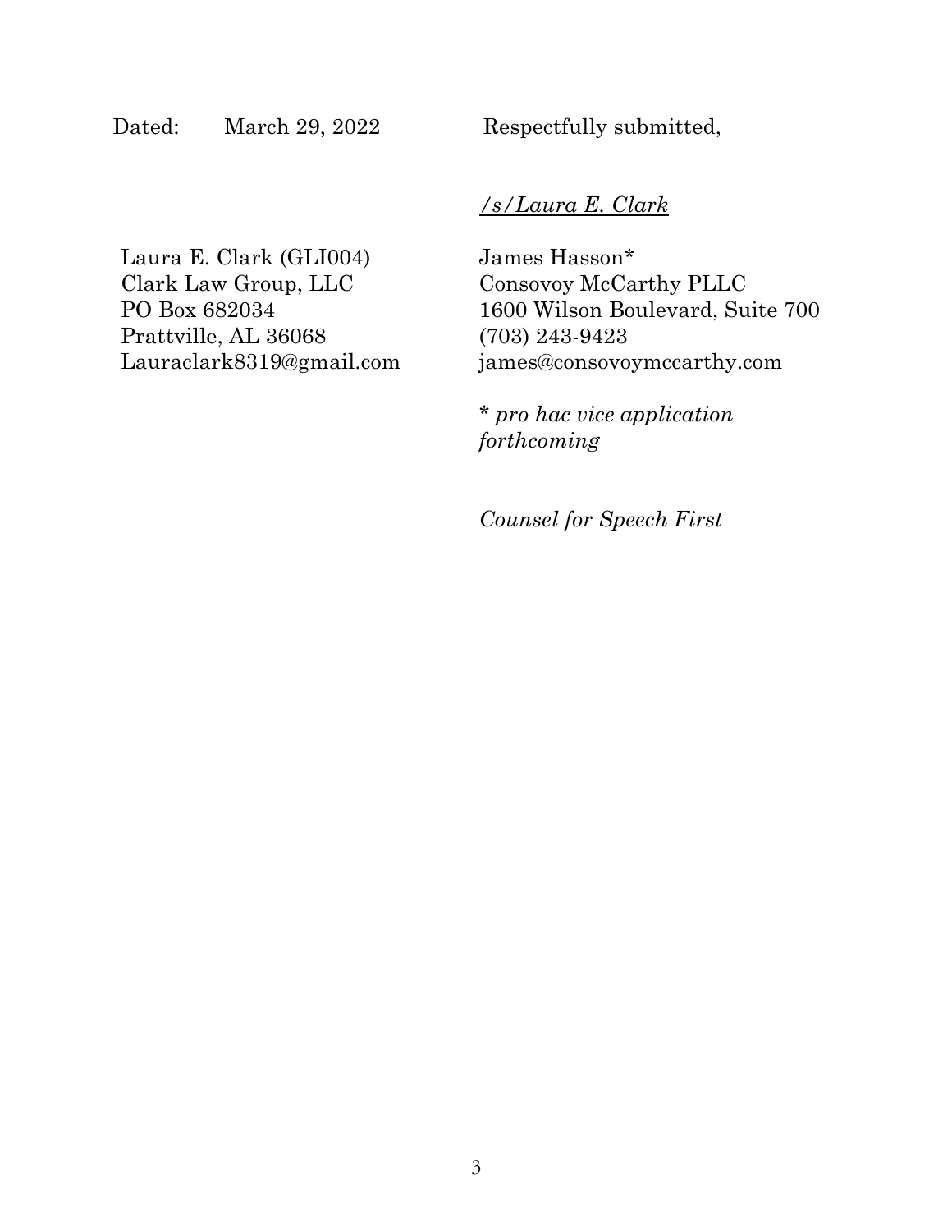Dated: March 29, 2022

Respectfully submitted,

*/s/Laura E. Clark*

Laura E. Clark (GLI004)
Clark Law Group, LLC
PO Box 682034
Prattville, AL 36068
Lauraclark8319@gmail.com

James Hasson*
Consovoy McCarthy PLLC
1600 Wilson Boulevard, Suite 700
(703) 243-9423
james@consovoymccarthy.com

\* *pro hac vice application forthcoming*

*Counsel for Speech First*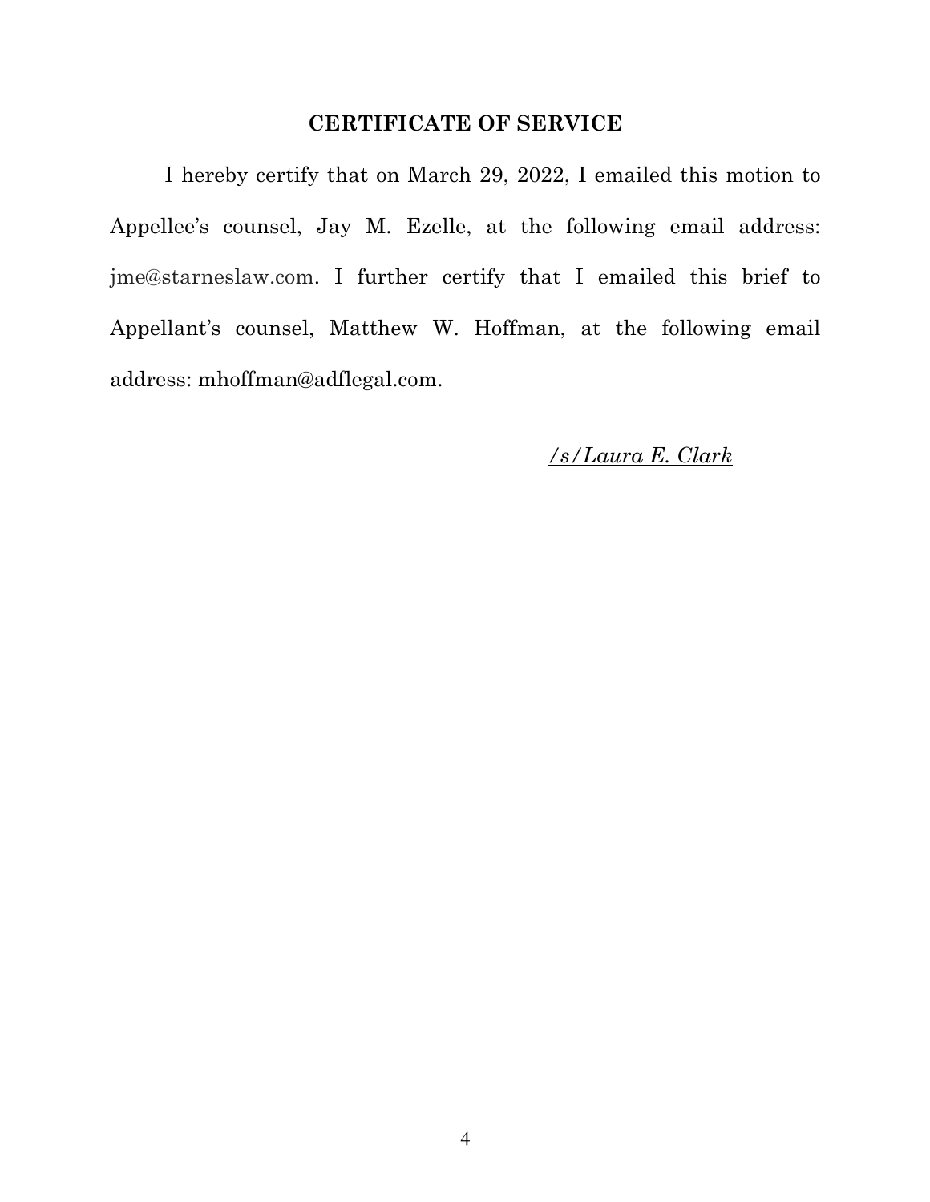## CERTIFICATE OF SERVICE

I hereby certify that on March 29, 2022, I emailed this motion to Appellee's counsel, Jay M. Ezelle, at the following email address: jme@starneslaw.com. I further certify that I emailed this brief to Appellant's counsel, Matthew W. Hoffman, at the following email address: mhoffman@adflegal.com.

*/s/Laura E. Clark*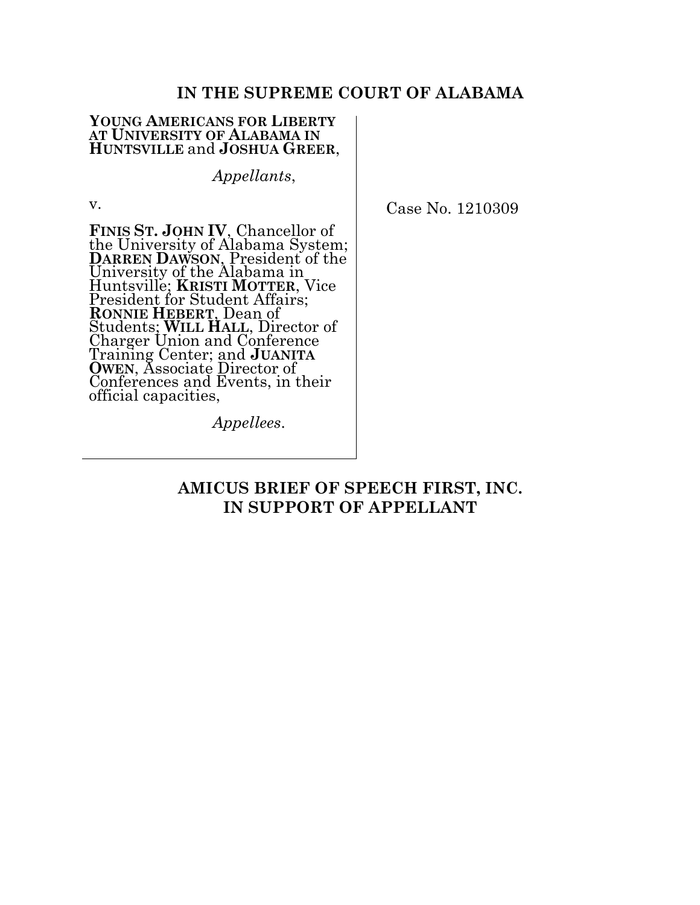# IN THE SUPREME COURT OF ALABAMA

**YOUNG AMERICANS FOR LIBERTY AT UNIVERSITY OF ALABAMA IN HUNTSVILLE** and **JOSHUA GREER**,

*Appellants*,

v.

**FINIS ST. JOHN IV**, Chancellor of the University of Alabama System; **DARREN DAWSON**, President of the University of the Alabama in Huntsville; **KRISTI MOTTER**, Vice President for Student Affairs; **RONNIE HEBERT**, Dean of Students; **WILL HALL**, Director of Charger Union and Conference Training Center; and **JUANITA OWEN**, Associate Director of Conferences and Events, in their official capacities,

*Appellees*.

Case No. 1210309

## AMICUS BRIEF OF SPEECH FIRST, INC. IN SUPPORT OF APPELLANT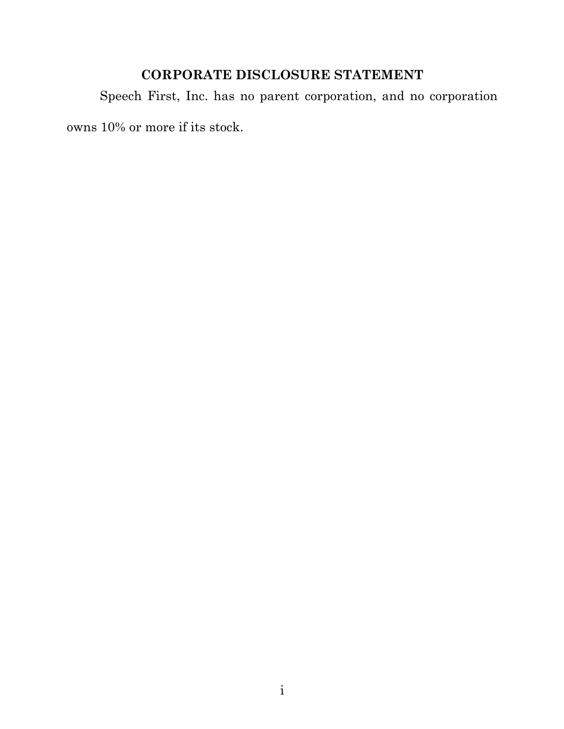## CORPORATE DISCLOSURE STATEMENT

Speech First, Inc. has no parent corporation, and no corporation owns 10% or more if its stock.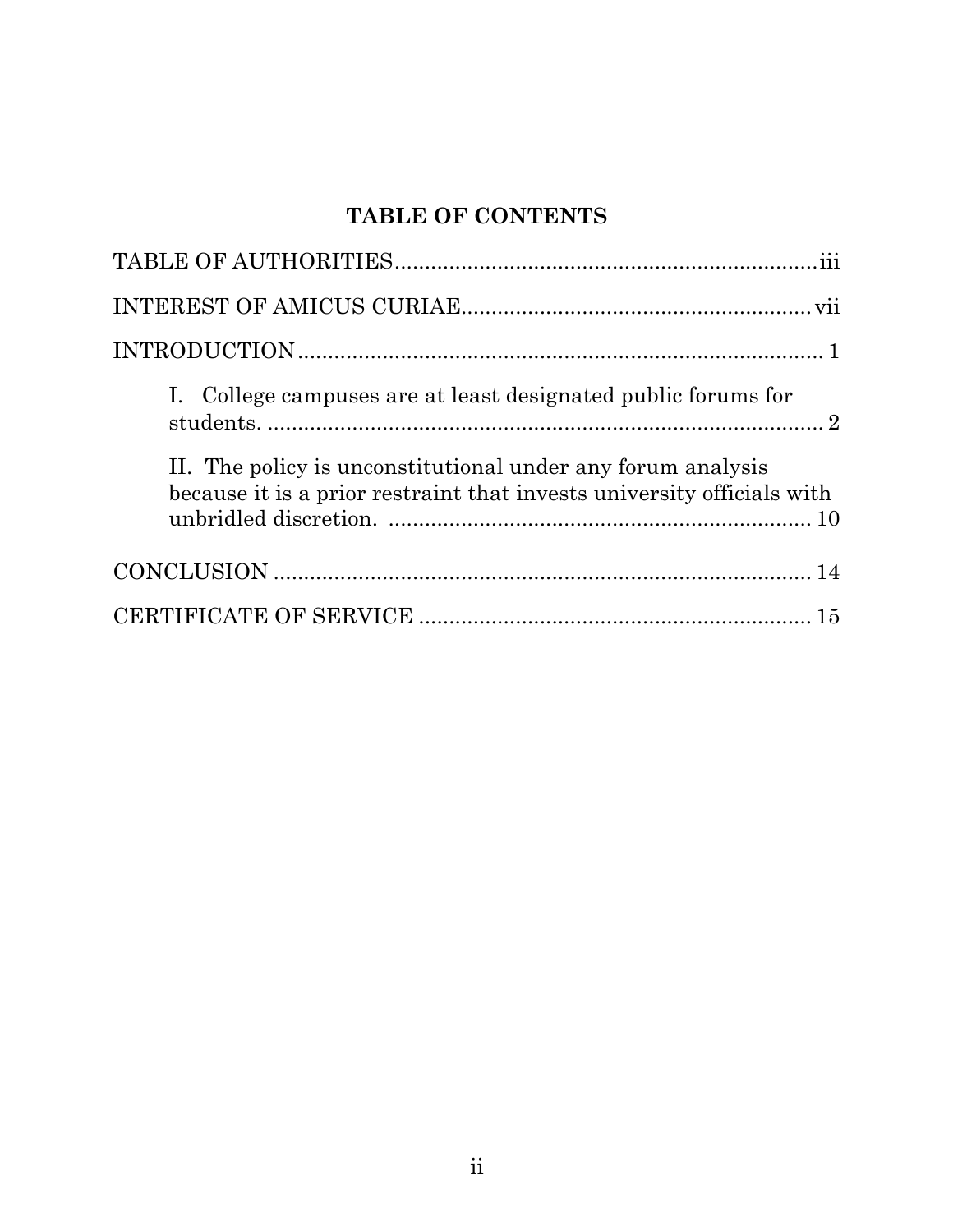## TABLE OF CONTENTS

TABLE OF AUTHORITIES ..................................................................... iii

INTEREST OF AMICUS CURIAE........................................................ vii

INTRODUCTION ..................................................................................... 1

I. College campuses are at least designated public forums for students. ........................................................................................... 2

II. The policy is unconstitutional under any forum analysis because it is a prior restraint that invests university officials with unbridled discretion. ..................................................................... 10

CONCLUSION ........................................................................................ 14

CERTIFICATE OF SERVICE ................................................................ 15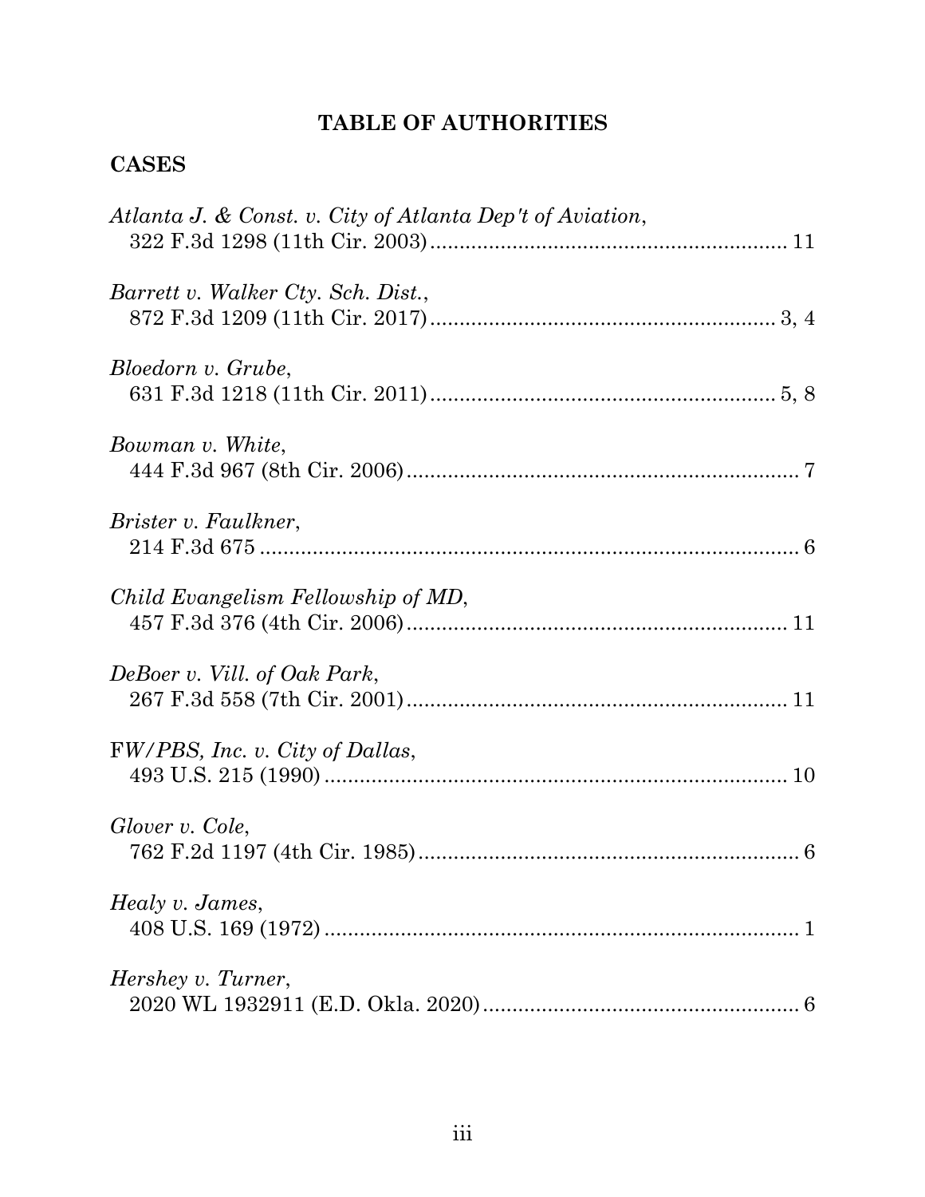# TABLE OF AUTHORITIES

## CASES

*Atlanta J. & Const. v. City of Atlanta Dep't of Aviation*,
322 F.3d 1298 (11th Cir. 2003)............................................................ 11

*Barrett v. Walker Cty. Sch. Dist.*,
872 F.3d 1209 (11th Cir. 2017)........................................................... 3, 4

*Bloedorn v. Grube*,
631 F.3d 1218 (11th Cir. 2011)........................................................... 5, 8

*Bowman v. White*,
444 F.3d 967 (8th Cir. 2006).................................................................. 7

*Brister v. Faulkner*,
214 F.3d 675 .......................................................................................... 6

*Child Evangelism Fellowship of MD*,
457 F.3d 376 (4th Cir. 2006)................................................................ 11

*DeBoer v. Vill. of Oak Park*,
267 F.3d 558 (7th Cir. 2001)................................................................ 11

F*W/PBS, Inc. v. City of Dallas*,
493 U.S. 215 (1990) ............................................................................... 10

*Glover v. Cole*,
762 F.2d 1197 (4th Cir. 1985)................................................................ 6

*Healy v. James*,
408 U.S. 169 (1972) ................................................................................ 1

*Hershey v. Turner*,
2020 WL 1932911 (E.D. Okla. 2020)...................................................... 6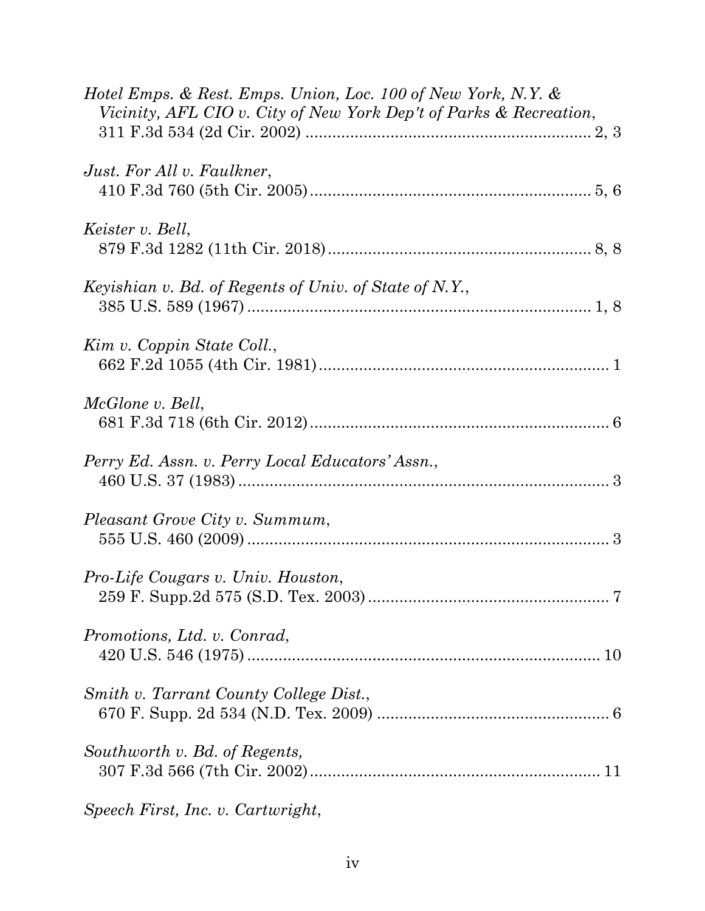*Hotel Emps. & Rest. Emps. Union, Loc. 100 of New York, N.Y. & Vicinity, AFL CIO v. City of New York Dep't of Parks & Recreation*, 311 F.3d 534 (2d Cir. 2002) .......... 2, 3

*Just. For All v. Faulkner*, 410 F.3d 760 (5th Cir. 2005) .......... 5, 6

*Keister v. Bell*, 879 F.3d 1282 (11th Cir. 2018) .......... 8, 8

*Keyishian v. Bd. of Regents of Univ. of State of N.Y.*, 385 U.S. 589 (1967) .......... 1, 8

*Kim v. Coppin State Coll.*, 662 F.2d 1055 (4th Cir. 1981) .......... 1

*McGlone v. Bell*, 681 F.3d 718 (6th Cir. 2012) .......... 6

*Perry Ed. Assn. v. Perry Local Educators' Assn.*, 460 U.S. 37 (1983) .......... 3

*Pleasant Grove City v. Summum*, 555 U.S. 460 (2009) .......... 3

*Pro-Life Cougars v. Univ. Houston*, 259 F. Supp.2d 575 (S.D. Tex. 2003) .......... 7

*Promotions, Ltd. v. Conrad*, 420 U.S. 546 (1975) .......... 10

*Smith v. Tarrant County College Dist.*, 670 F. Supp. 2d 534 (N.D. Tex. 2009) .......... 6

*Southworth v. Bd. of Regents,* 307 F.3d 566 (7th Cir. 2002) .......... 11

*Speech First, Inc. v. Cartwright*,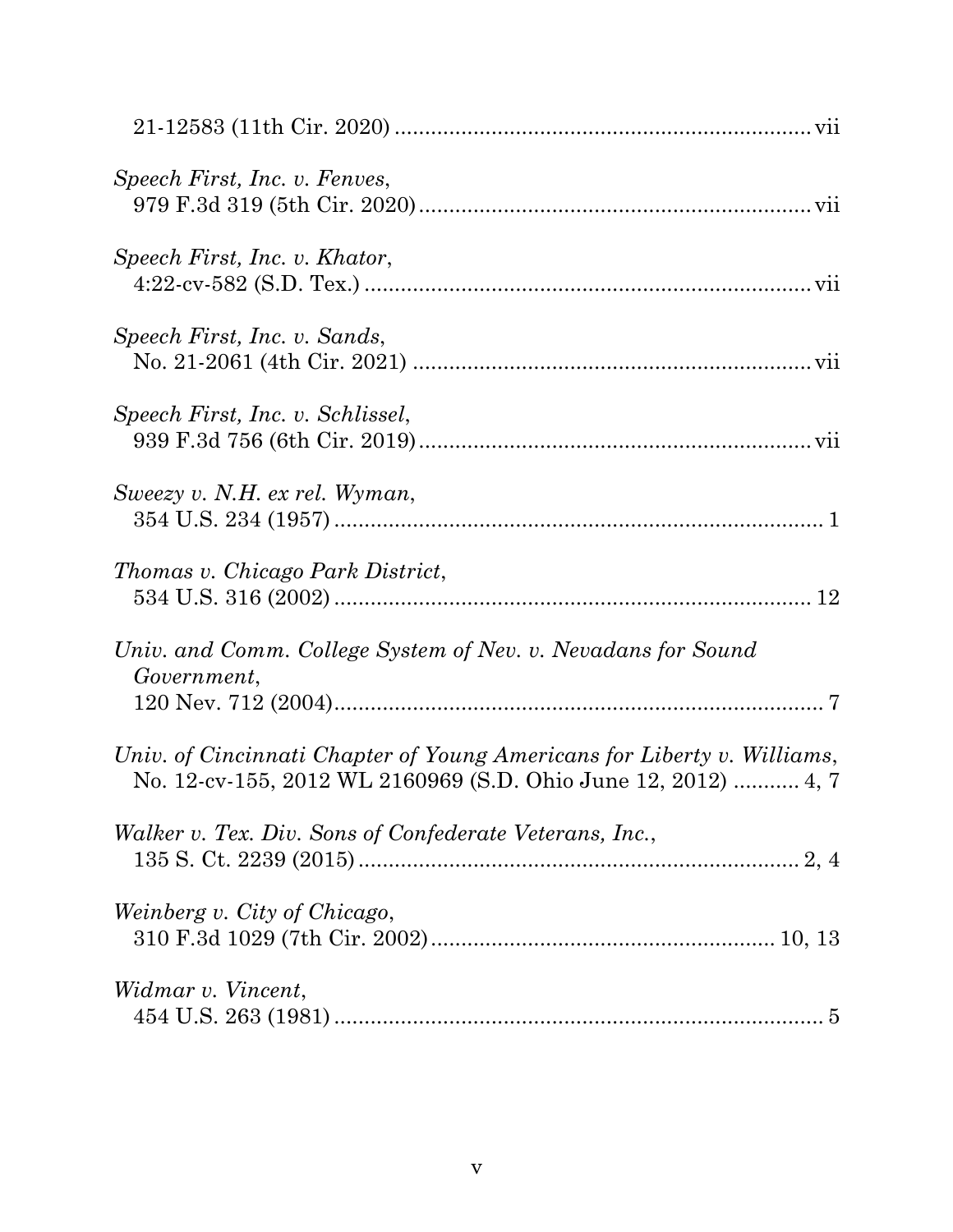21-12583 (11th Cir. 2020) ..................................................................... vii

*Speech First, Inc. v. Fenves*,
979 F.3d 319 (5th Cir. 2020) ................................................................ vii

*Speech First, Inc. v. Khator*,
4:22-cv-582 (S.D. Tex.) ......................................................................... vii

*Speech First, Inc. v. Sands*,
No. 21-2061 (4th Cir. 2021) .................................................................. vii

*Speech First, Inc. v. Schlissel*,
939 F.3d 756 (6th Cir. 2019) ................................................................ vii

*Sweezy v. N.H. ex rel. Wyman*,
354 U.S. 234 (1957) ................................................................................ 1

*Thomas v. Chicago Park District*,
534 U.S. 316 (2002) .............................................................................. 12

*Univ. and Comm. College System of Nev. v. Nevadans for Sound Government*,
120 Nev. 712 (2004) ................................................................................ 7

*Univ. of Cincinnati Chapter of Young Americans for Liberty v. Williams*,
No. 12-cv-155, 2012 WL 2160969 (S.D. Ohio June 12, 2012) ........... 4, 7

*Walker v. Tex. Div. Sons of Confederate Veterans, Inc.*,
135 S. Ct. 2239 (2015) ....................................................................... 2, 4

*Weinberg v. City of Chicago*,
310 F.3d 1029 (7th Cir. 2002) ......................................................... 10, 13

*Widmar v. Vincent*,
454 U.S. 263 (1981) ................................................................................ 5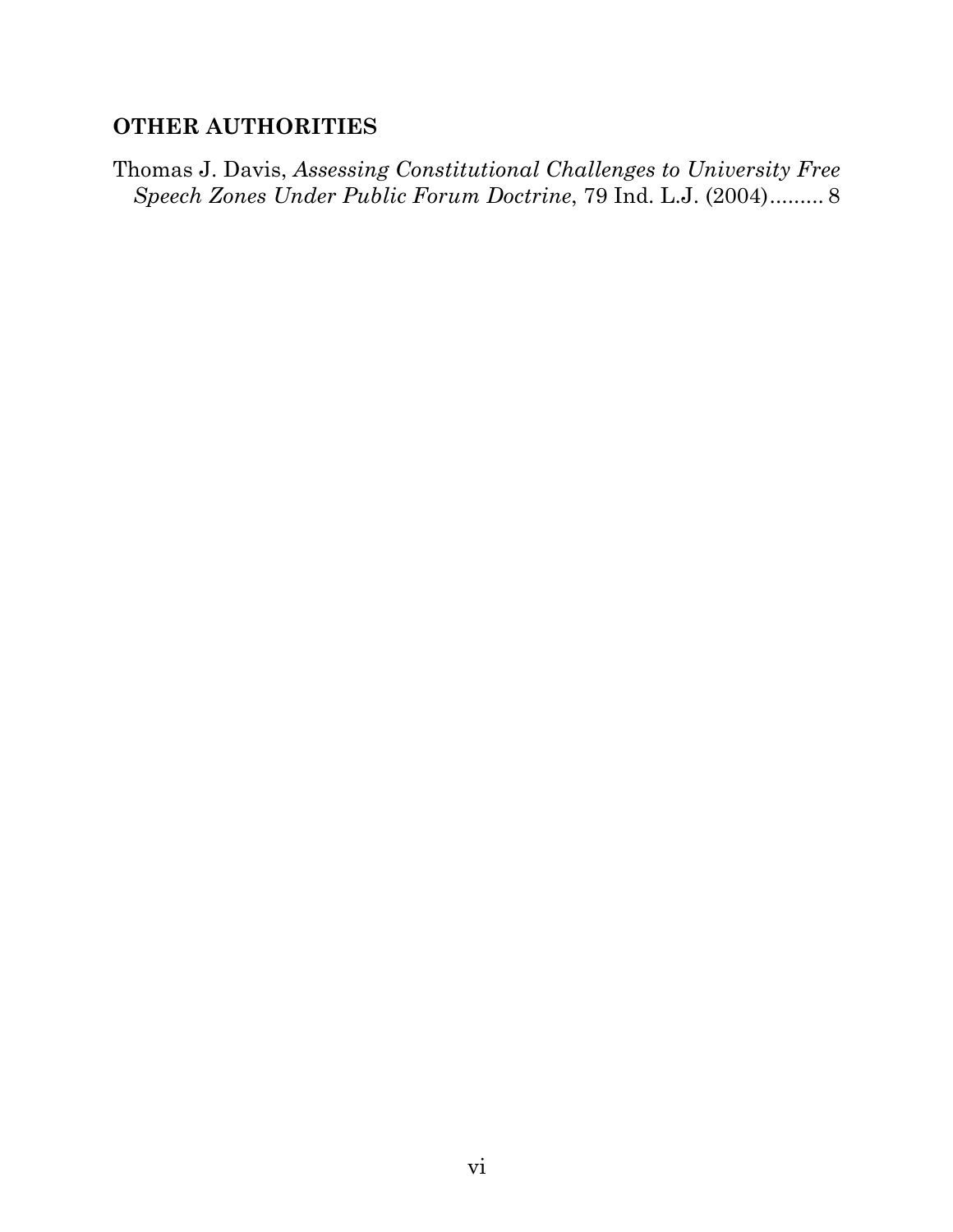## OTHER AUTHORITIES

Thomas J. Davis, *Assessing Constitutional Challenges to University Free Speech Zones Under Public Forum Doctrine*, 79 Ind. L.J. (2004)......... 8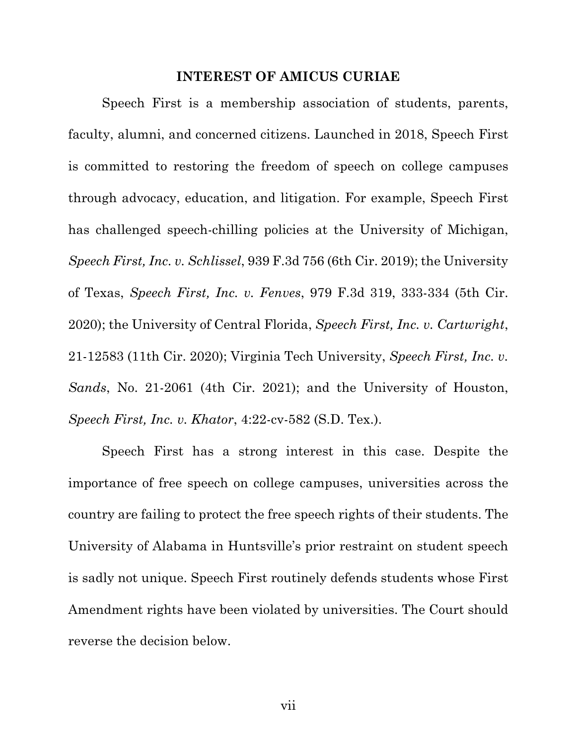## INTEREST OF AMICUS CURIAE

Speech First is a membership association of students, parents, faculty, alumni, and concerned citizens. Launched in 2018, Speech First is committed to restoring the freedom of speech on college campuses through advocacy, education, and litigation. For example, Speech First has challenged speech-chilling policies at the University of Michigan, *Speech First, Inc. v. Schlissel*, 939 F.3d 756 (6th Cir. 2019); the University of Texas, *Speech First, Inc. v. Fenves*, 979 F.3d 319, 333-334 (5th Cir. 2020); the University of Central Florida, *Speech First, Inc. v. Cartwright*, 21-12583 (11th Cir. 2020); Virginia Tech University, *Speech First, Inc. v. Sands*, No. 21-2061 (4th Cir. 2021); and the University of Houston, *Speech First, Inc. v. Khator*, 4:22-cv-582 (S.D. Tex.).

Speech First has a strong interest in this case. Despite the importance of free speech on college campuses, universities across the country are failing to protect the free speech rights of their students. The University of Alabama in Huntsville's prior restraint on student speech is sadly not unique. Speech First routinely defends students whose First Amendment rights have been violated by universities. The Court should reverse the decision below.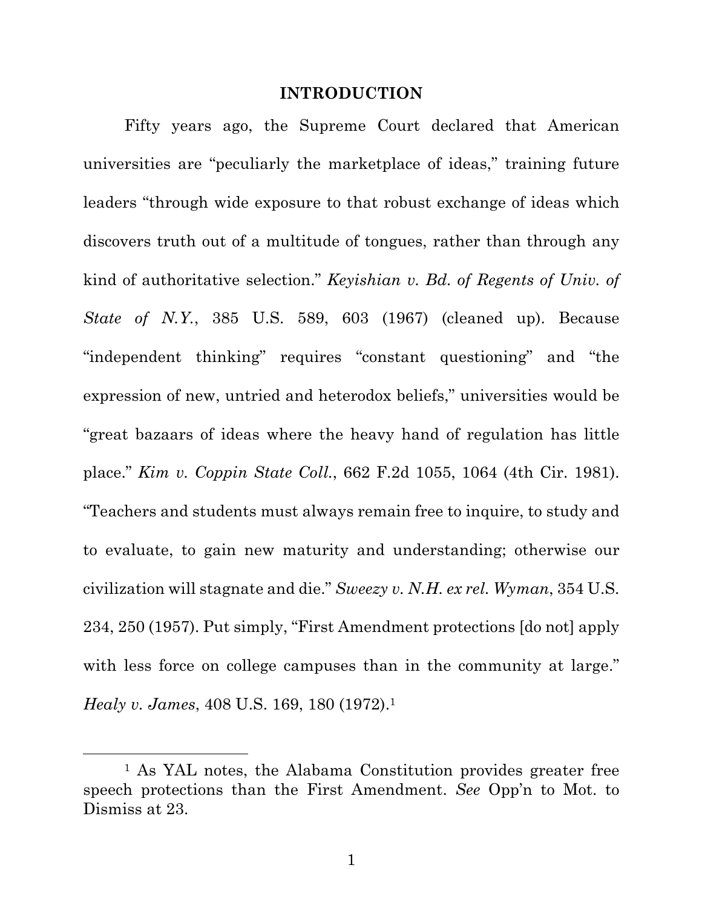## INTRODUCTION

Fifty years ago, the Supreme Court declared that American universities are "peculiarly the marketplace of ideas," training future leaders "through wide exposure to that robust exchange of ideas which discovers truth out of a multitude of tongues, rather than through any kind of authoritative selection." *Keyishian v. Bd. of Regents of Univ. of State of N.Y.*, 385 U.S. 589, 603 (1967) (cleaned up). Because "independent thinking" requires "constant questioning" and "the expression of new, untried and heterodox beliefs," universities would be "great bazaars of ideas where the heavy hand of regulation has little place." *Kim v. Coppin State Coll.*, 662 F.2d 1055, 1064 (4th Cir. 1981). "Teachers and students must always remain free to inquire, to study and to evaluate, to gain new maturity and understanding; otherwise our civilization will stagnate and die." *Sweezy v. N.H. ex rel. Wyman*, 354 U.S. 234, 250 (1957). Put simply, "First Amendment protections [do not] apply with less force on college campuses than in the community at large." *Healy v. James*, 408 U.S. 169, 180 (1972).[1]

[1] As YAL notes, the Alabama Constitution provides greater free speech protections than the First Amendment. *See* Opp'n to Mot. to Dismiss at 23.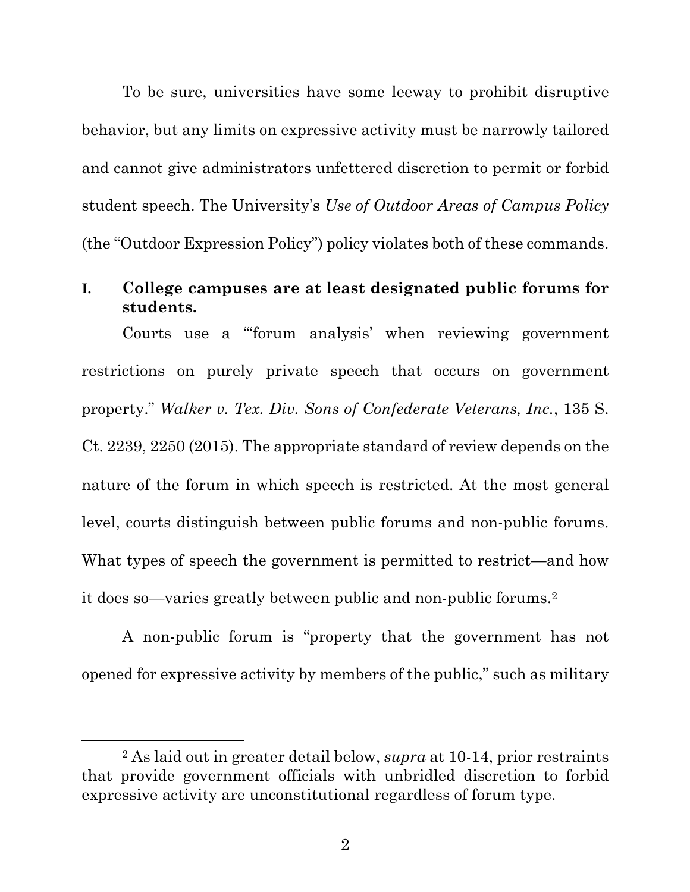To be sure, universities have some leeway to prohibit disruptive behavior, but any limits on expressive activity must be narrowly tailored and cannot give administrators unfettered discretion to permit or forbid student speech. The University's *Use of Outdoor Areas of Campus Policy* (the "Outdoor Expression Policy") policy violates both of these commands.

## I. College campuses are at least designated public forums for students.

Courts use a "'forum analysis' when reviewing government restrictions on purely private speech that occurs on government property." *Walker v. Tex. Div. Sons of Confederate Veterans, Inc.*, 135 S. Ct. 2239, 2250 (2015). The appropriate standard of review depends on the nature of the forum in which speech is restricted. At the most general level, courts distinguish between public forums and non-public forums. What types of speech the government is permitted to restrict—and how it does so—varies greatly between public and non-public forums.[2]

A non-public forum is "property that the government has not opened for expressive activity by members of the public," such as military

---

[2] As laid out in greater detail below, *supra* at 10-14, prior restraints that provide government officials with unbridled discretion to forbid expressive activity are unconstitutional regardless of forum type.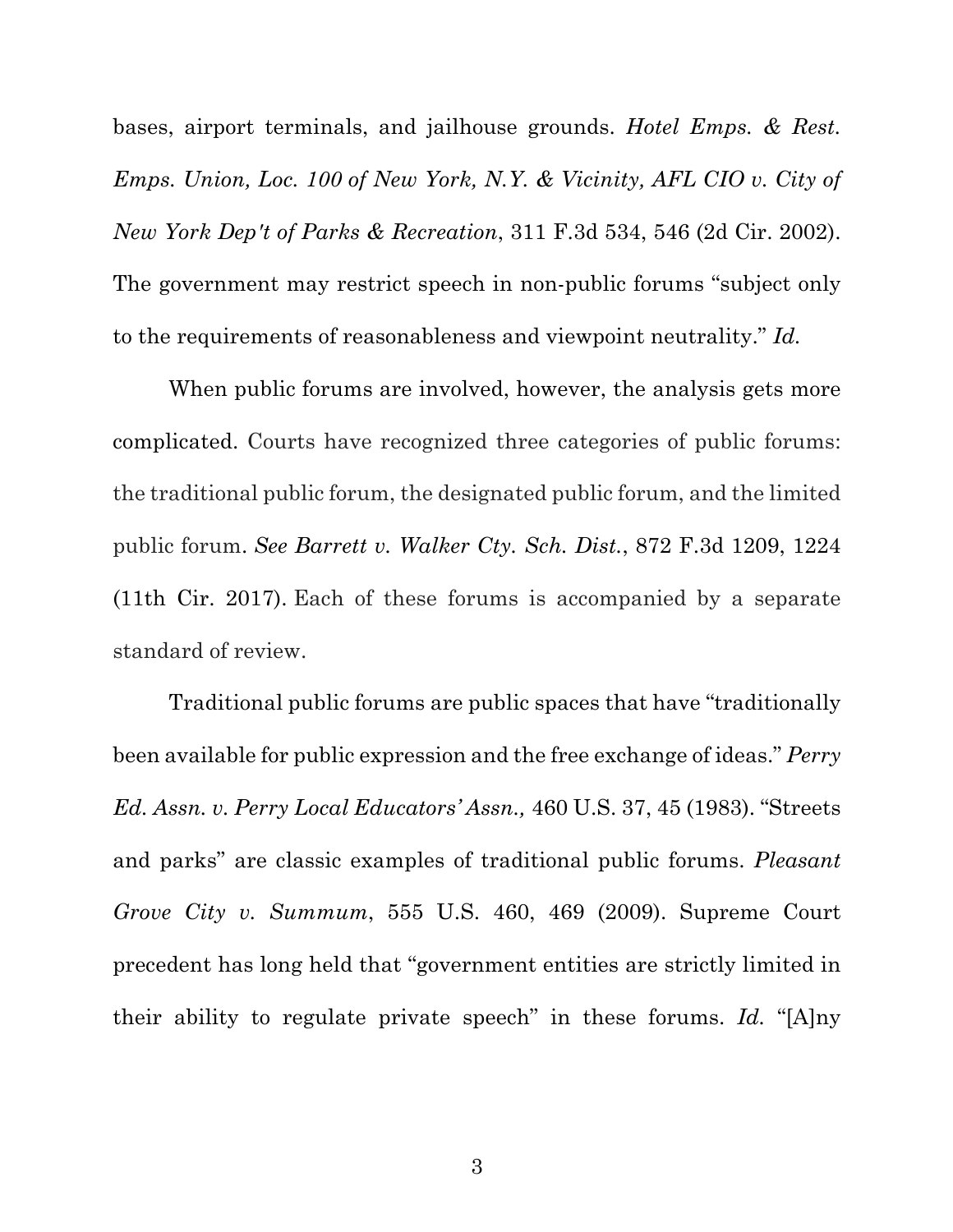bases, airport terminals, and jailhouse grounds. *Hotel Emps. & Rest. Emps. Union, Loc. 100 of New York, N.Y. & Vicinity, AFL CIO v. City of New York Dep't of Parks & Recreation*, 311 F.3d 534, 546 (2d Cir. 2002). The government may restrict speech in non-public forums "subject only to the requirements of reasonableness and viewpoint neutrality." *Id.*

When public forums are involved, however, the analysis gets more complicated. Courts have recognized three categories of public forums: the traditional public forum, the designated public forum, and the limited public forum. *See Barrett v. Walker Cty. Sch. Dist.*, 872 F.3d 1209, 1224 (11th Cir. 2017). Each of these forums is accompanied by a separate standard of review.

Traditional public forums are public spaces that have "traditionally been available for public expression and the free exchange of ideas." *Perry Ed. Assn. v. Perry Local Educators' Assn.,* 460 U.S. 37, 45 (1983). "Streets and parks" are classic examples of traditional public forums. *Pleasant Grove City v. Summum*, 555 U.S. 460, 469 (2009). Supreme Court precedent has long held that "government entities are strictly limited in their ability to regulate private speech" in these forums. *Id.* "[A]ny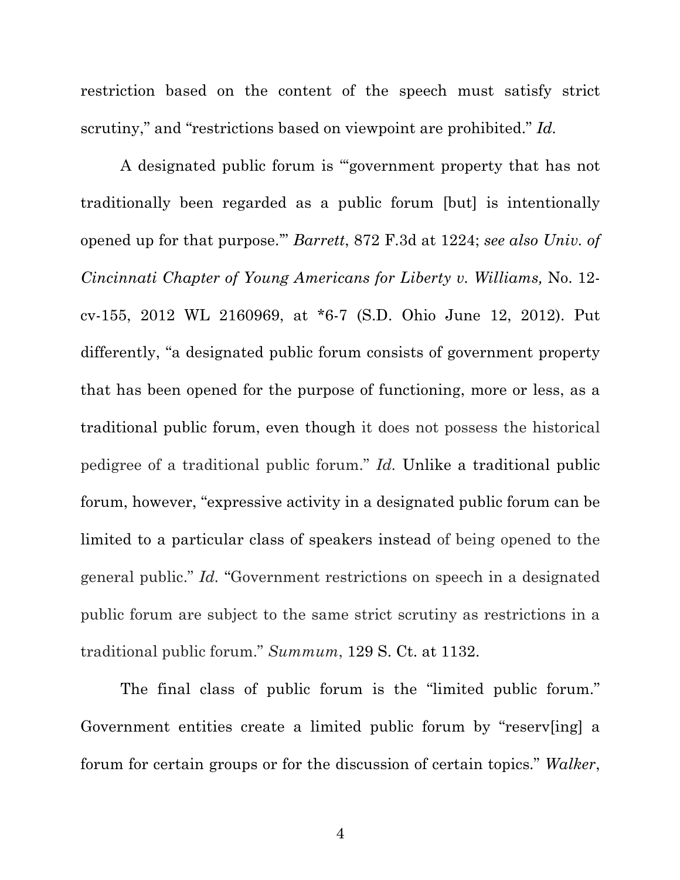restriction based on the content of the speech must satisfy strict scrutiny," and "restrictions based on viewpoint are prohibited." *Id.*

A designated public forum is "'government property that has not traditionally been regarded as a public forum [but] is intentionally opened up for that purpose.'" *Barrett*, 872 F.3d at 1224; *see also Univ. of Cincinnati Chapter of Young Americans for Liberty v. Williams,* No. 12-cv-155, 2012 WL 2160969, at *6-7 (S.D. Ohio June 12, 2012). Put differently, "a designated public forum consists of government property that has been opened for the purpose of functioning, more or less, as a traditional public forum, even though it does not possess the historical pedigree of a traditional public forum." *Id.* Unlike a traditional public forum, however, "expressive activity in a designated public forum can be limited to a particular class of speakers instead of being opened to the general public." *Id.* "Government restrictions on speech in a designated public forum are subject to the same strict scrutiny as restrictions in a traditional public forum." *Summum*, 129 S. Ct. at 1132.

The final class of public forum is the "limited public forum." Government entities create a limited public forum by "reserv[ing] a forum for certain groups or for the discussion of certain topics." *Walker*,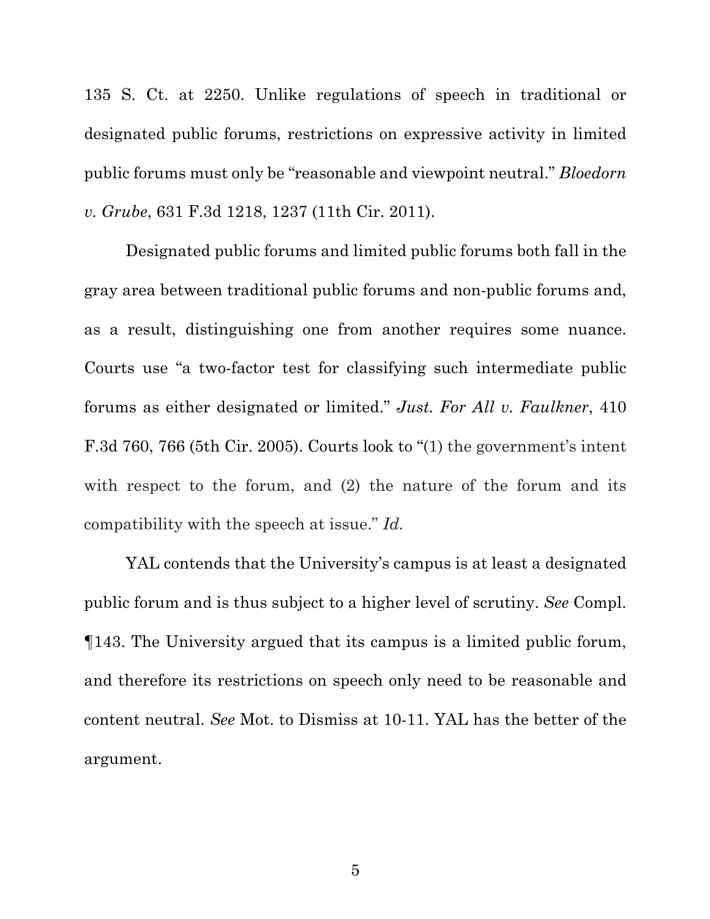135 S. Ct. at 2250. Unlike regulations of speech in traditional or designated public forums, restrictions on expressive activity in limited public forums must only be "reasonable and viewpoint neutral." *Bloedorn v. Grube*, 631 F.3d 1218, 1237 (11th Cir. 2011).

Designated public forums and limited public forums both fall in the gray area between traditional public forums and non-public forums and, as a result, distinguishing one from another requires some nuance. Courts use "a two-factor test for classifying such intermediate public forums as either designated or limited." *Just. For All v. Faulkner*, 410 F.3d 760, 766 (5th Cir. 2005). Courts look to "(1) the government's intent with respect to the forum, and (2) the nature of the forum and its compatibility with the speech at issue." *Id.*

YAL contends that the University's campus is at least a designated public forum and is thus subject to a higher level of scrutiny. *See* Compl. ¶143. The University argued that its campus is a limited public forum, and therefore its restrictions on speech only need to be reasonable and content neutral. *See* Mot. to Dismiss at 10-11. YAL has the better of the argument.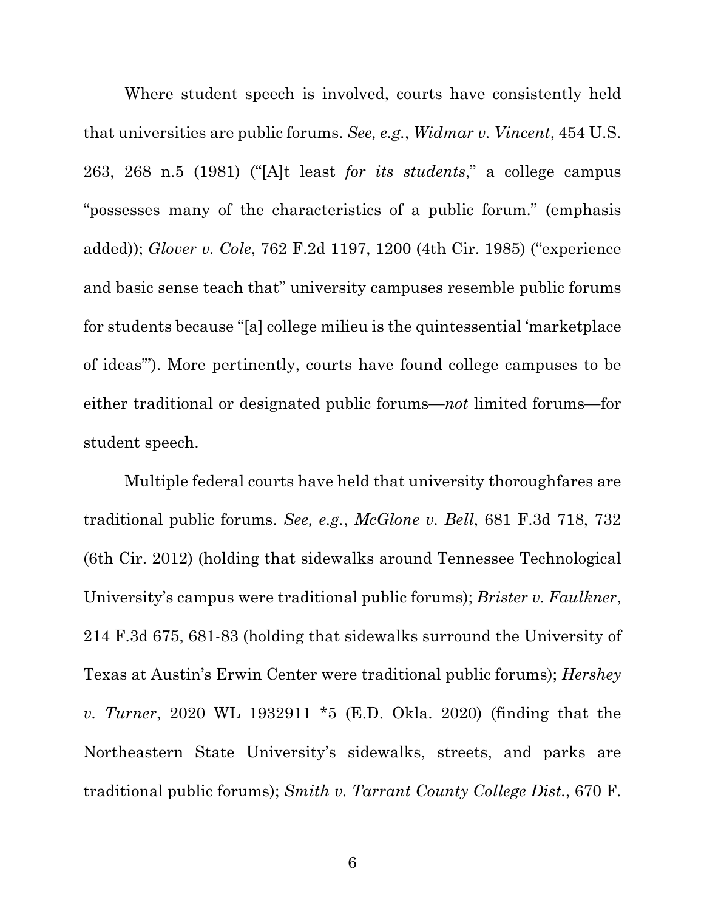Where student speech is involved, courts have consistently held that universities are public forums. *See, e.g.*, *Widmar v. Vincent*, 454 U.S. 263, 268 n.5 (1981) ("[A]t least *for its students*," a college campus "possesses many of the characteristics of a public forum." (emphasis added)); *Glover v. Cole*, 762 F.2d 1197, 1200 (4th Cir. 1985) ("experience and basic sense teach that" university campuses resemble public forums for students because "[a] college milieu is the quintessential 'marketplace of ideas'"). More pertinently, courts have found college campuses to be either traditional or designated public forums—*not* limited forums—for student speech.

Multiple federal courts have held that university thoroughfares are traditional public forums. *See, e.g.*, *McGlone v. Bell*, 681 F.3d 718, 732 (6th Cir. 2012) (holding that sidewalks around Tennessee Technological University's campus were traditional public forums); *Brister v. Faulkner*, 214 F.3d 675, 681-83 (holding that sidewalks surround the University of Texas at Austin's Erwin Center were traditional public forums); *Hershey v. Turner*, 2020 WL 1932911 *5 (E.D. Okla. 2020) (finding that the Northeastern State University's sidewalks, streets, and parks are traditional public forums); *Smith v. Tarrant County College Dist.*, 670 F.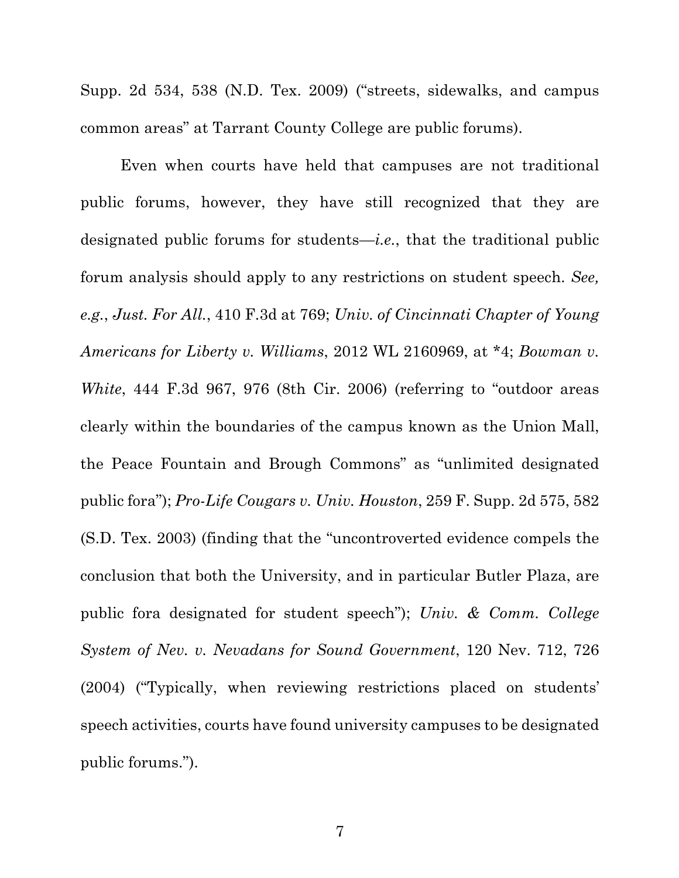Supp. 2d 534, 538 (N.D. Tex. 2009) ("streets, sidewalks, and campus common areas" at Tarrant County College are public forums).

Even when courts have held that campuses are not traditional public forums, however, they have still recognized that they are designated public forums for students—*i.e.*, that the traditional public forum analysis should apply to any restrictions on student speech. *See, e.g.*, *Just. For All.*, 410 F.3d at 769; *Univ. of Cincinnati Chapter of Young Americans for Liberty v. Williams*, 2012 WL 2160969, at *4; *Bowman v. White*, 444 F.3d 967, 976 (8th Cir. 2006) (referring to "outdoor areas clearly within the boundaries of the campus known as the Union Mall, the Peace Fountain and Brough Commons" as "unlimited designated public fora"); *Pro-Life Cougars v. Univ. Houston*, 259 F. Supp. 2d 575, 582 (S.D. Tex. 2003) (finding that the "uncontroverted evidence compels the conclusion that both the University, and in particular Butler Plaza, are public fora designated for student speech"); *Univ. & Comm. College System of Nev. v. Nevadans for Sound Government*, 120 Nev. 712, 726 (2004) ("Typically, when reviewing restrictions placed on students' speech activities, courts have found university campuses to be designated public forums.").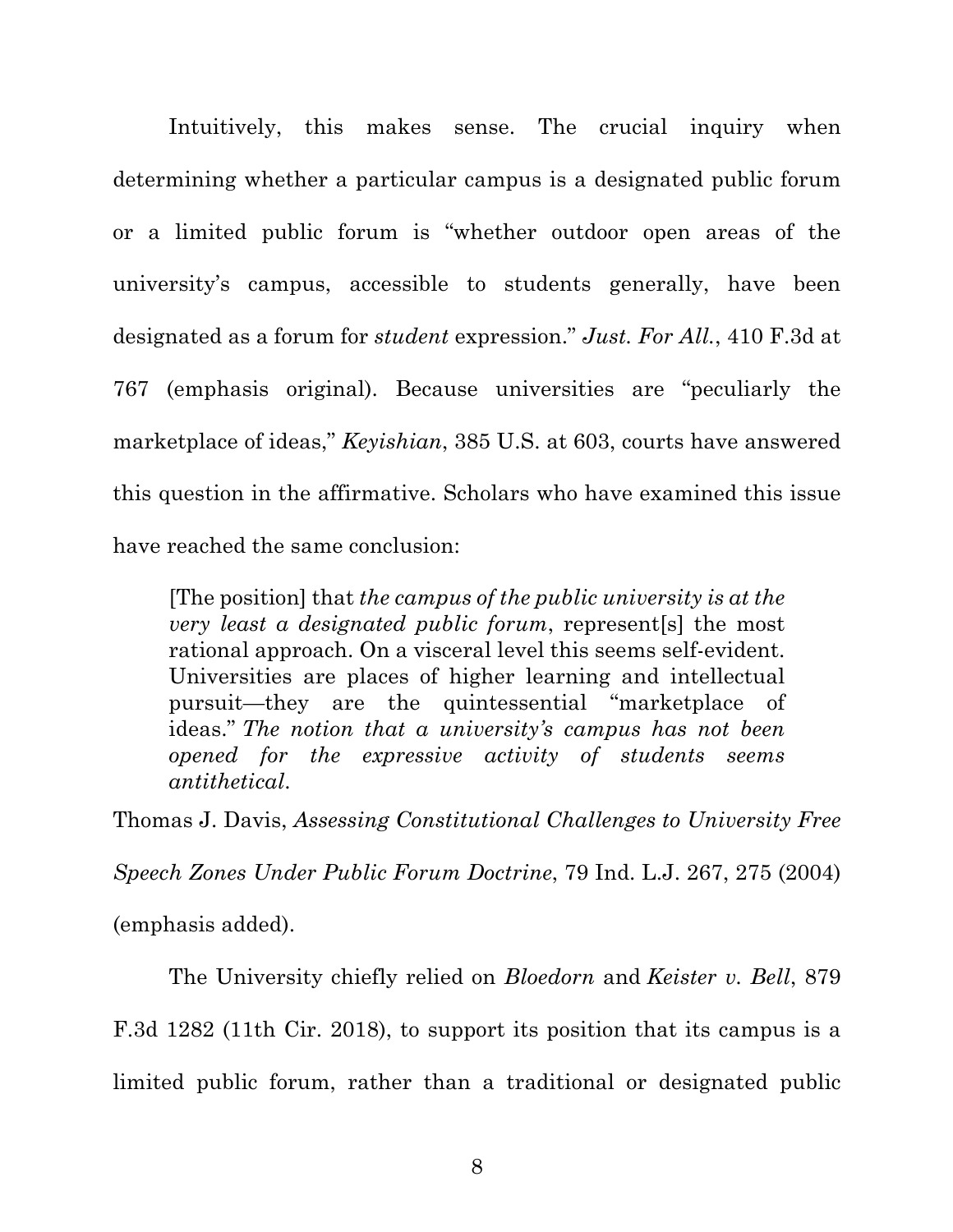Intuitively, this makes sense. The crucial inquiry when determining whether a particular campus is a designated public forum or a limited public forum is "whether outdoor open areas of the university's campus, accessible to students generally, have been designated as a forum for *student* expression." *Just. For All.*, 410 F.3d at 767 (emphasis original). Because universities are "peculiarly the marketplace of ideas," *Keyishian*, 385 U.S. at 603, courts have answered this question in the affirmative. Scholars who have examined this issue have reached the same conclusion:

> [The position] that *the campus of the public university is at the very least a designated public forum*, represent[s] the most rational approach. On a visceral level this seems self-evident. Universities are places of higher learning and intellectual pursuit—they are the quintessential "marketplace of ideas." *The notion that a university's campus has not been opened for the expressive activity of students seems antithetical.*

Thomas J. Davis, *Assessing Constitutional Challenges to University Free Speech Zones Under Public Forum Doctrine*, 79 Ind. L.J. 267, 275 (2004) (emphasis added).

The University chiefly relied on *Bloedorn* and *Keister v. Bell*, 879 F.3d 1282 (11th Cir. 2018), to support its position that its campus is a limited public forum, rather than a traditional or designated public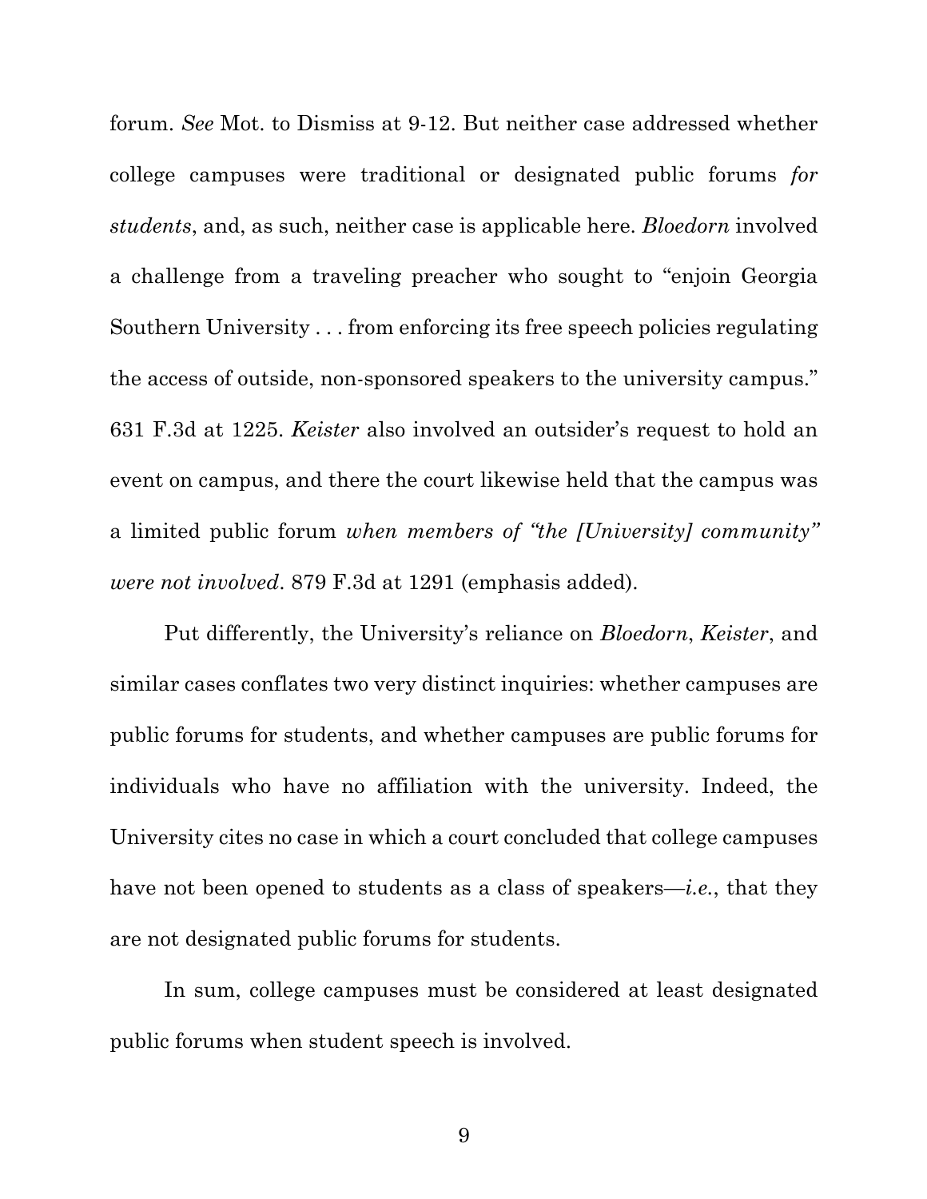forum. *See* Mot. to Dismiss at 9-12. But neither case addressed whether college campuses were traditional or designated public forums *for students*, and, as such, neither case is applicable here. *Bloedorn* involved a challenge from a traveling preacher who sought to "enjoin Georgia Southern University . . . from enforcing its free speech policies regulating the access of outside, non-sponsored speakers to the university campus." 631 F.3d at 1225. *Keister* also involved an outsider's request to hold an event on campus, and there the court likewise held that the campus was a limited public forum *when members of "the [University] community" were not involved*. 879 F.3d at 1291 (emphasis added).

Put differently, the University's reliance on *Bloedorn*, *Keister*, and similar cases conflates two very distinct inquiries: whether campuses are public forums for students, and whether campuses are public forums for individuals who have no affiliation with the university. Indeed, the University cites no case in which a court concluded that college campuses have not been opened to students as a class of speakers—*i.e.*, that they are not designated public forums for students.

In sum, college campuses must be considered at least designated public forums when student speech is involved.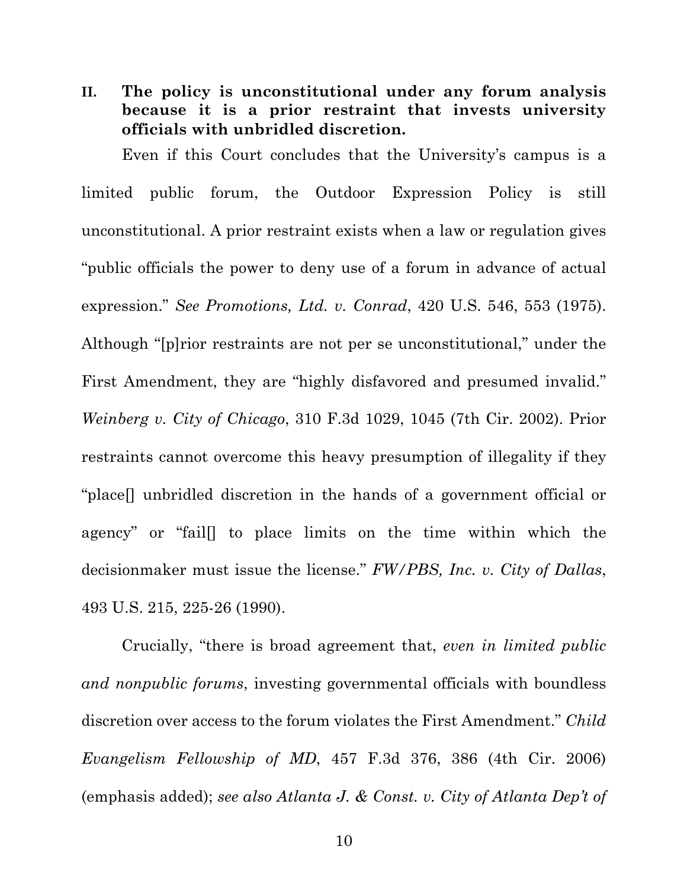## II. The policy is unconstitutional under any forum analysis because it is a prior restraint that invests university officials with unbridled discretion.

Even if this Court concludes that the University's campus is a limited public forum, the Outdoor Expression Policy is still unconstitutional. A prior restraint exists when a law or regulation gives "public officials the power to deny use of a forum in advance of actual expression." *See Promotions, Ltd. v. Conrad*, 420 U.S. 546, 553 (1975). Although "[p]rior restraints are not per se unconstitutional," under the First Amendment, they are "highly disfavored and presumed invalid." *Weinberg v. City of Chicago*, 310 F.3d 1029, 1045 (7th Cir. 2002). Prior restraints cannot overcome this heavy presumption of illegality if they "place[] unbridled discretion in the hands of a government official or agency" or "fail[] to place limits on the time within which the decisionmaker must issue the license." *FW/PBS, Inc. v. City of Dallas*, 493 U.S. 215, 225-26 (1990).

Crucially, "there is broad agreement that, *even in limited public and nonpublic forums*, investing governmental officials with boundless discretion over access to the forum violates the First Amendment." *Child Evangelism Fellowship of MD*, 457 F.3d 376, 386 (4th Cir. 2006) (emphasis added); *see also Atlanta J. & Const. v. City of Atlanta Dep't of*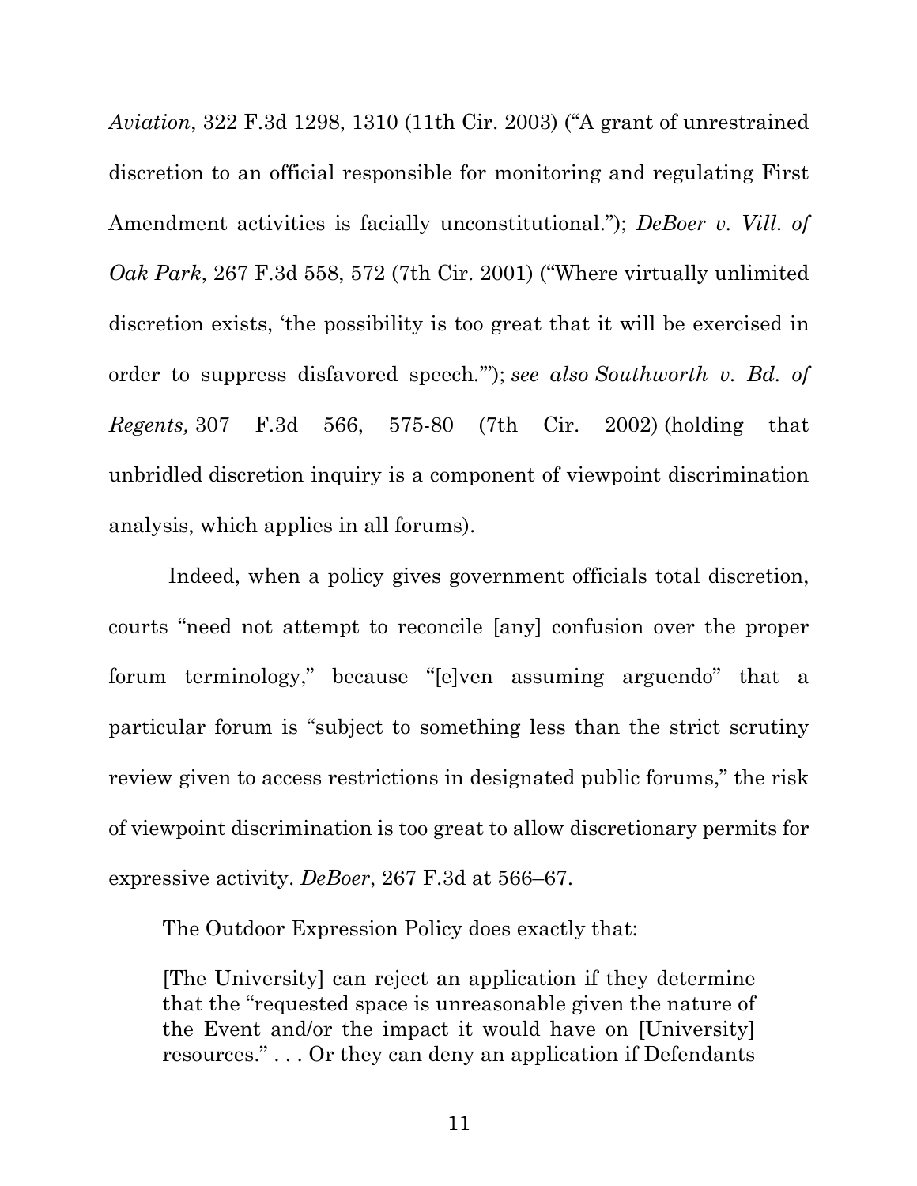*Aviation*, 322 F.3d 1298, 1310 (11th Cir. 2003) ("A grant of unrestrained discretion to an official responsible for monitoring and regulating First Amendment activities is facially unconstitutional."); *DeBoer v. Vill. of Oak Park*, 267 F.3d 558, 572 (7th Cir. 2001) ("Where virtually unlimited discretion exists, 'the possibility is too great that it will be exercised in order to suppress disfavored speech.'"); *see also Southworth v. Bd. of Regents,* 307 F.3d 566, 575-80 (7th Cir. 2002) (holding that unbridled discretion inquiry is a component of viewpoint discrimination analysis, which applies in all forums).

Indeed, when a policy gives government officials total discretion, courts "need not attempt to reconcile [any] confusion over the proper forum terminology," because "[e]ven assuming arguendo" that a particular forum is "subject to something less than the strict scrutiny review given to access restrictions in designated public forums," the risk of viewpoint discrimination is too great to allow discretionary permits for expressive activity. *DeBoer*, 267 F.3d at 566–67.

The Outdoor Expression Policy does exactly that:

> [The University] can reject an application if they determine that the "requested space is unreasonable given the nature of the Event and/or the impact it would have on [University] resources." . . . Or they can deny an application if Defendants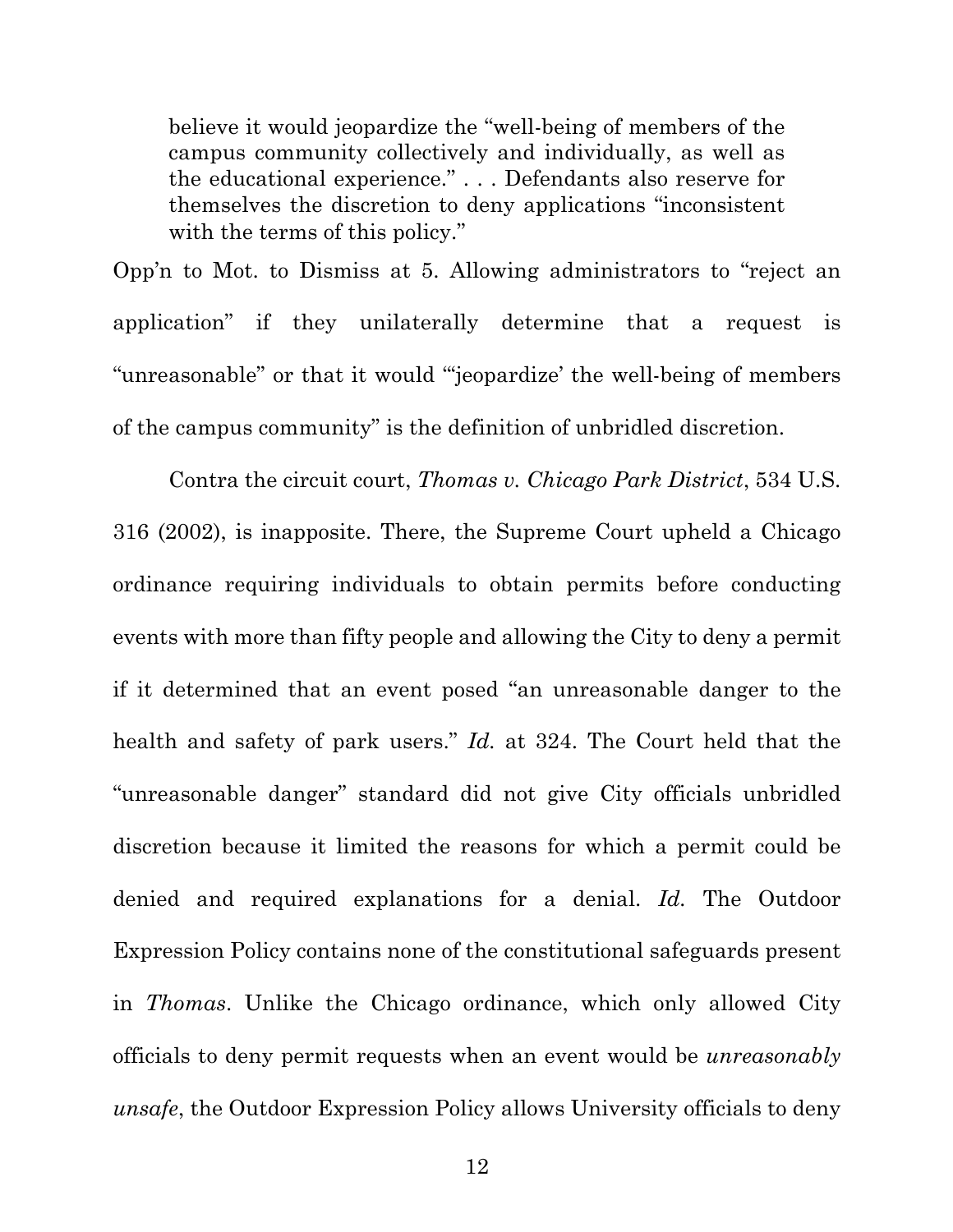> believe it would jeopardize the "well-being of members of the campus community collectively and individually, as well as the educational experience." . . . Defendants also reserve for themselves the discretion to deny applications "inconsistent with the terms of this policy."

Opp'n to Mot. to Dismiss at 5. Allowing administrators to "reject an application" if they unilaterally determine that a request is "unreasonable" or that it would "'jeopardize' the well-being of members of the campus community" is the definition of unbridled discretion.

Contra the circuit court, *Thomas v. Chicago Park District*, 534 U.S. 316 (2002), is inapposite. There, the Supreme Court upheld a Chicago ordinance requiring individuals to obtain permits before conducting events with more than fifty people and allowing the City to deny a permit if it determined that an event posed "an unreasonable danger to the health and safety of park users." *Id.* at 324. The Court held that the "unreasonable danger" standard did not give City officials unbridled discretion because it limited the reasons for which a permit could be denied and required explanations for a denial. *Id.* The Outdoor Expression Policy contains none of the constitutional safeguards present in *Thomas*. Unlike the Chicago ordinance, which only allowed City officials to deny permit requests when an event would be *unreasonably unsafe*, the Outdoor Expression Policy allows University officials to deny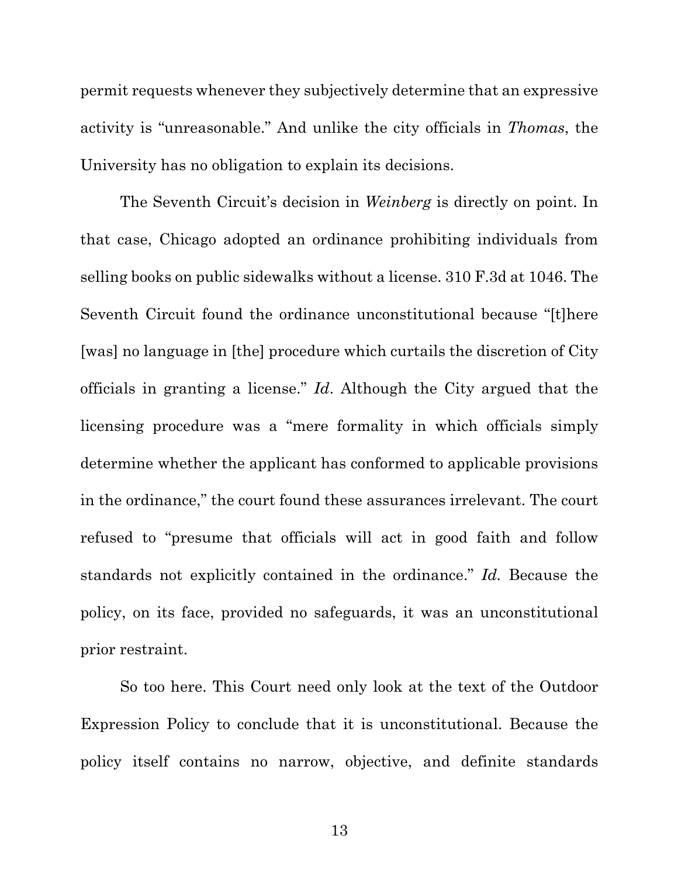permit requests whenever they subjectively determine that an expressive activity is "unreasonable." And unlike the city officials in *Thomas*, the University has no obligation to explain its decisions.

The Seventh Circuit's decision in *Weinberg* is directly on point. In that case, Chicago adopted an ordinance prohibiting individuals from selling books on public sidewalks without a license. 310 F.3d at 1046. The Seventh Circuit found the ordinance unconstitutional because "[t]here [was] no language in [the] procedure which curtails the discretion of City officials in granting a license." *Id*. Although the City argued that the licensing procedure was a "mere formality in which officials simply determine whether the applicant has conformed to applicable provisions in the ordinance," the court found these assurances irrelevant. The court refused to "presume that officials will act in good faith and follow standards not explicitly contained in the ordinance." *Id.* Because the policy, on its face, provided no safeguards, it was an unconstitutional prior restraint.

So too here. This Court need only look at the text of the Outdoor Expression Policy to conclude that it is unconstitutional. Because the policy itself contains no narrow, objective, and definite standards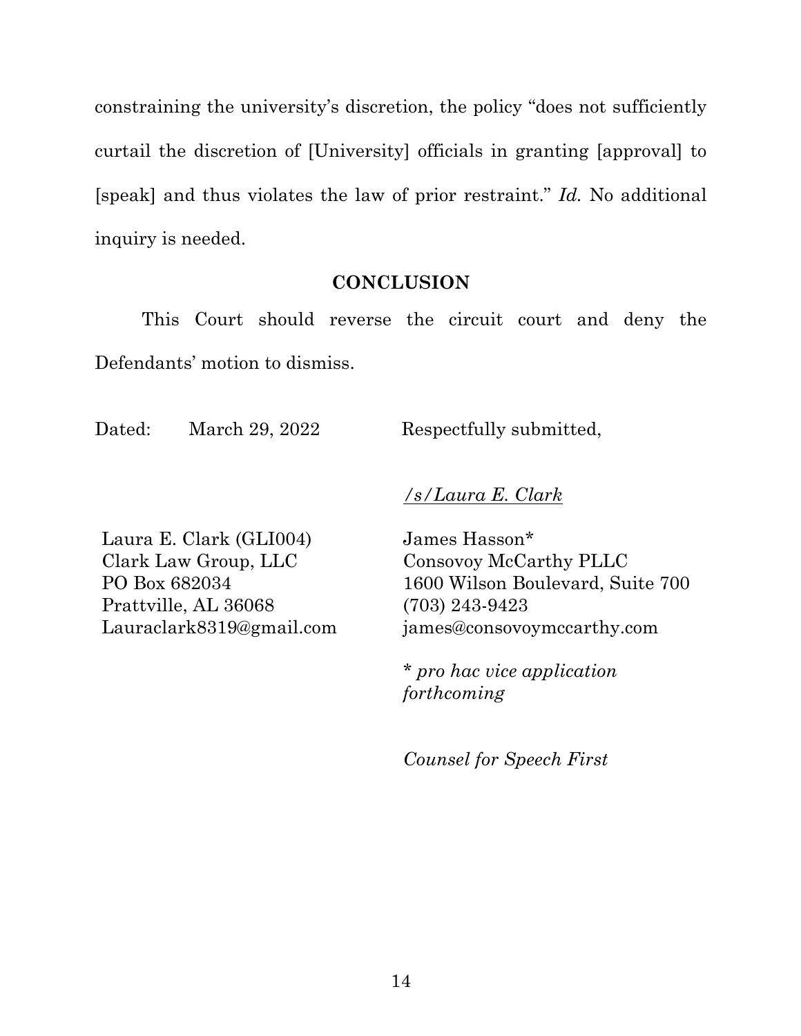constraining the university's discretion, the policy "does not sufficiently curtail the discretion of [University] officials in granting [approval] to [speak] and thus violates the law of prior restraint." *Id.* No additional inquiry is needed.

## CONCLUSION

This Court should reverse the circuit court and deny the Defendants' motion to dismiss.

Dated: March 29, 2022

Respectfully submitted,

*/s/Laura E. Clark*

Laura E. Clark (GLI004)
Clark Law Group, LLC
PO Box 682034
Prattville, AL 36068
Lauraclark8319@gmail.com

James Hasson*
Consovoy McCarthy PLLC
1600 Wilson Boulevard, Suite 700
(703) 243-9423
james@consovoymccarthy.com

\* *pro hac vice application forthcoming*

*Counsel for Speech First*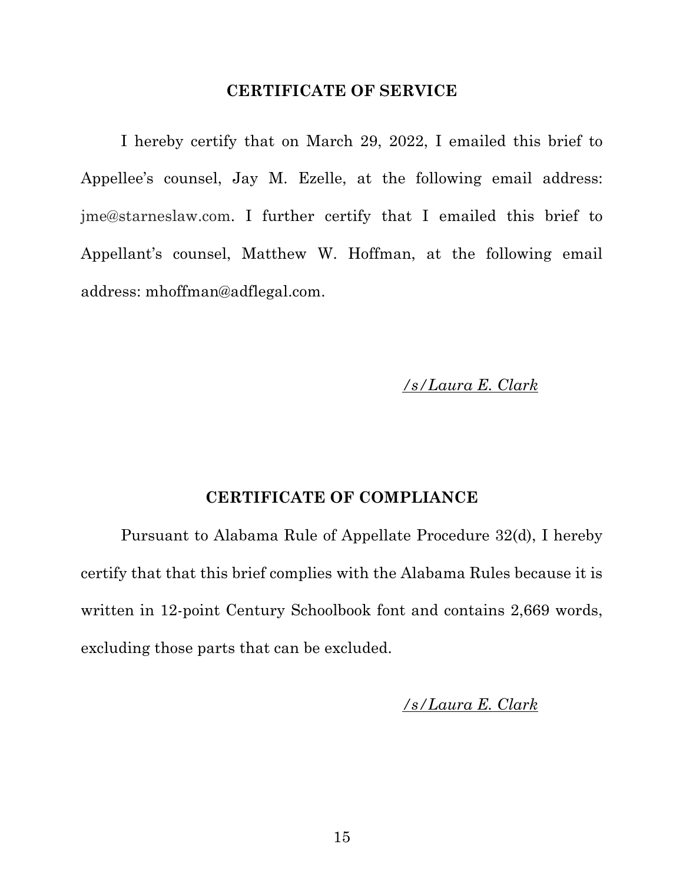## CERTIFICATE OF SERVICE

I hereby certify that on March 29, 2022, I emailed this brief to Appellee's counsel, Jay M. Ezelle, at the following email address: jme@starneslaw.com. I further certify that I emailed this brief to Appellant's counsel, Matthew W. Hoffman, at the following email address: mhoffman@adflegal.com.

*/s/Laura E. Clark*

## CERTIFICATE OF COMPLIANCE

Pursuant to Alabama Rule of Appellate Procedure 32(d), I hereby certify that that this brief complies with the Alabama Rules because it is written in 12-point Century Schoolbook font and contains 2,669 words, excluding those parts that can be excluded.

*/s/Laura E. Clark*